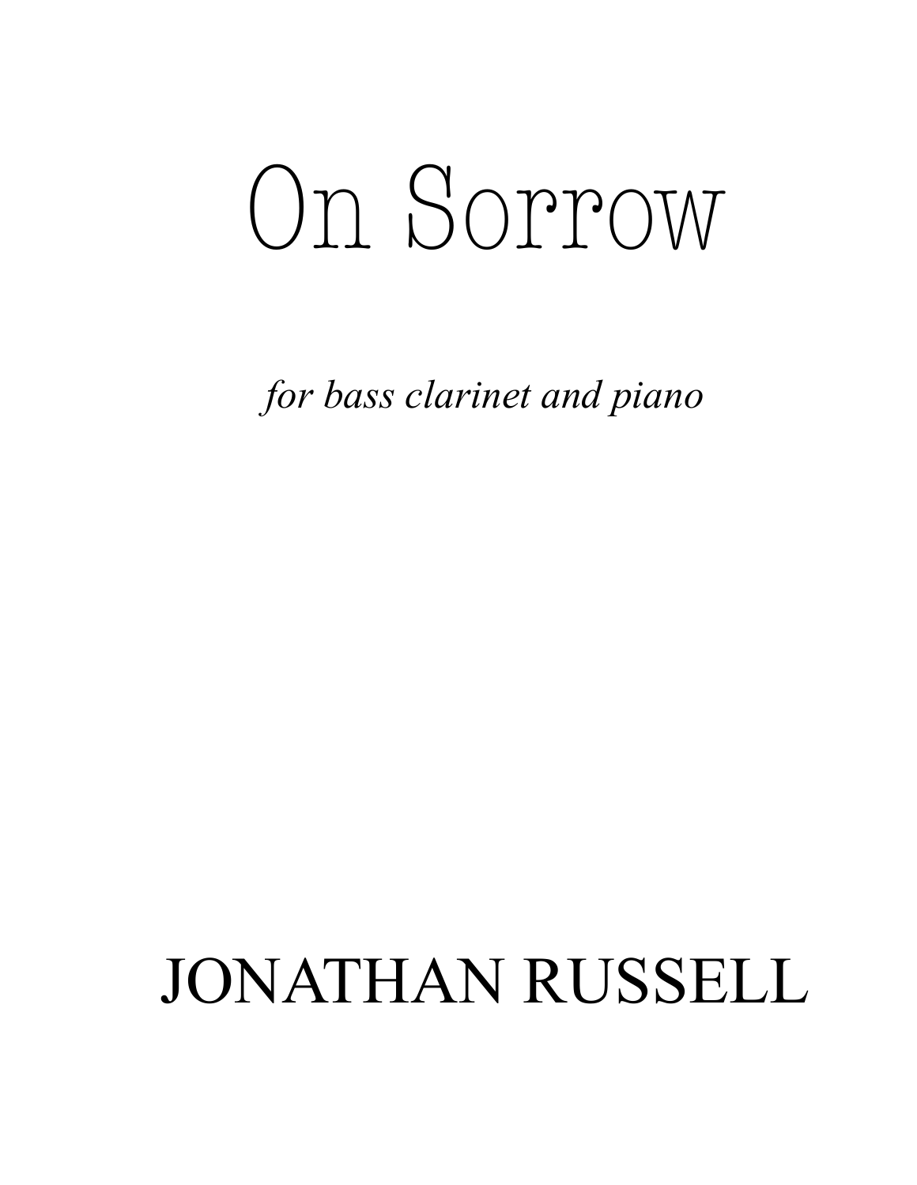# On Sorrow

*for bass clarinet and piano*

JONATHAN RUSSELL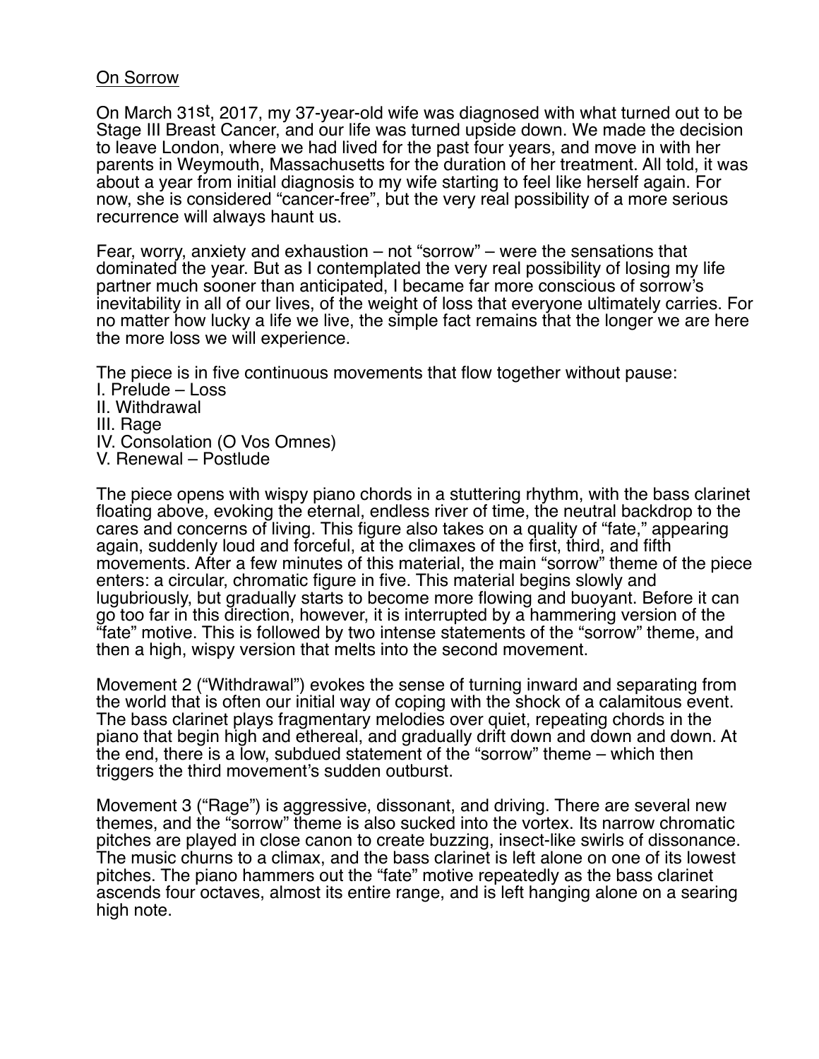<u>On Sorrow</u>

On March 31st, 2017, my 37-year-old wife was diagnosed with what turned out to be Stage III Breast Cancer, and our life was turned upside down. We made the decision to leave London, where we had lived for the past four years, and move in with her parents in Weymouth, Massachusetts for the duration of her treatment. All told, it was about a year from initial diagnosis to my wife starting to feel like herself again. For now, she is considered "cancer-free", but the very real possibility of a more serious recurrence will always haunt us.

Fear, worry, anxiety and exhaustion – not "sorrow" – were the sensations that dominated the year. But as I contemplated the very real possibility of losing my life partner much sooner than anticipated, I became far more conscious of sorrow's inevitability in all of our lives, of the weight of loss that everyone ultimately carries. For no matter how lucky a life we live, the simple fact remains that the longer we are here the more loss we will experience.

The piece is in five continuous movements that flow together without pause:
I. Prelude – Loss
II. Withdrawal
III. Rage
IV. Consolation (O Vos Omnes)
V. Renewal – Postlude

The piece opens with wispy piano chords in a stuttering rhythm, with the bass clarinet floating above, evoking the eternal, endless river of time, the neutral backdrop to the cares and concerns of living. This figure also takes on a quality of "fate," appearing again, suddenly loud and forceful, at the climaxes of the first, third, and fifth movements. After a few minutes of this material, the main "sorrow" theme of the piece enters: a circular, chromatic figure in five. This material begins slowly and lugubriously, but gradually starts to become more flowing and buoyant. Before it can go too far in this direction, however, it is interrupted by a hammering version of the "fate" motive. This is followed by two intense statements of the "sorrow" theme, and then a high, wispy version that melts into the second movement.

Movement 2 ("Withdrawal") evokes the sense of turning inward and separating from the world that is often our initial way of coping with the shock of a calamitous event. The bass clarinet plays fragmentary melodies over quiet, repeating chords in the piano that begin high and ethereal, and gradually drift down and down and down. At the end, there is a low, subdued statement of the "sorrow" theme – which then triggers the third movement's sudden outburst.

Movement 3 ("Rage") is aggressive, dissonant, and driving. There are several new themes, and the "sorrow" theme is also sucked into the vortex. Its narrow chromatic pitches are played in close canon to create buzzing, insect-like swirls of dissonance. The music churns to a climax, and the bass clarinet is left alone on one of its lowest pitches. The piano hammers out the "fate" motive repeatedly as the bass clarinet ascends four octaves, almost its entire range, and is left hanging alone on a searing high note.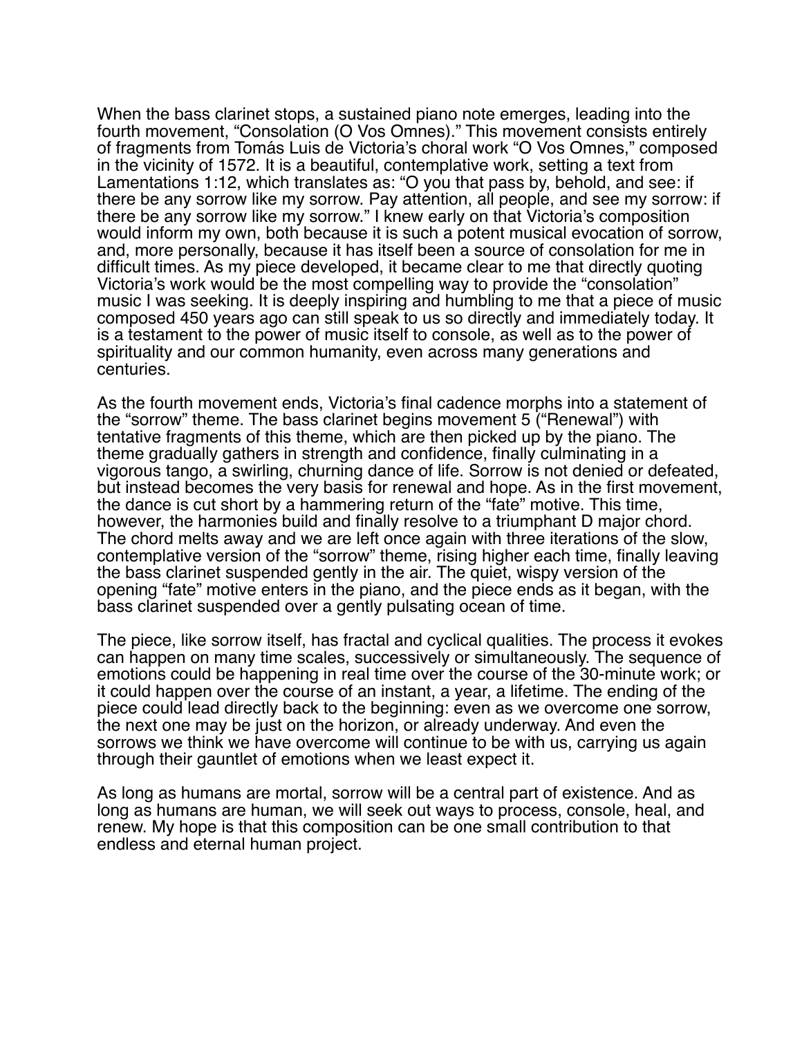When the bass clarinet stops, a sustained piano note emerges, leading into the fourth movement, "Consolation (O Vos Omnes)." This movement consists entirely of fragments from Tomás Luis de Victoria's choral work "O Vos Omnes," composed in the vicinity of 1572. It is a beautiful, contemplative work, setting a text from Lamentations 1:12, which translates as: "O you that pass by, behold, and see: if there be any sorrow like my sorrow. Pay attention, all people, and see my sorrow: if there be any sorrow like my sorrow." I knew early on that Victoria's composition would inform my own, both because it is such a potent musical evocation of sorrow, and, more personally, because it has itself been a source of consolation for me in difficult times. As my piece developed, it became clear to me that directly quoting Victoria's work would be the most compelling way to provide the "consolation" music I was seeking. It is deeply inspiring and humbling to me that a piece of music composed 450 years ago can still speak to us so directly and immediately today. It is a testament to the power of music itself to console, as well as to the power of spirituality and our common humanity, even across many generations and centuries.

As the fourth movement ends, Victoria's final cadence morphs into a statement of the "sorrow" theme. The bass clarinet begins movement 5 ("Renewal") with tentative fragments of this theme, which are then picked up by the piano. The theme gradually gathers in strength and confidence, finally culminating in a vigorous tango, a swirling, churning dance of life. Sorrow is not denied or defeated, but instead becomes the very basis for renewal and hope. As in the first movement, the dance is cut short by a hammering return of the "fate" motive. This time, however, the harmonies build and finally resolve to a triumphant D major chord. The chord melts away and we are left once again with three iterations of the slow, contemplative version of the "sorrow" theme, rising higher each time, finally leaving the bass clarinet suspended gently in the air. The quiet, wispy version of the opening "fate" motive enters in the piano, and the piece ends as it began, with the bass clarinet suspended over a gently pulsating ocean of time.

The piece, like sorrow itself, has fractal and cyclical qualities. The process it evokes can happen on many time scales, successively or simultaneously. The sequence of emotions could be happening in real time over the course of the 30-minute work; or it could happen over the course of an instant, a year, a lifetime. The ending of the piece could lead directly back to the beginning: even as we overcome one sorrow, the next one may be just on the horizon, or already underway. And even the sorrows we think we have overcome will continue to be with us, carrying us again through their gauntlet of emotions when we least expect it.

As long as humans are mortal, sorrow will be a central part of existence. And as long as humans are human, we will seek out ways to process, console, heal, and renew. My hope is that this composition can be one small contribution to that endless and eternal human project.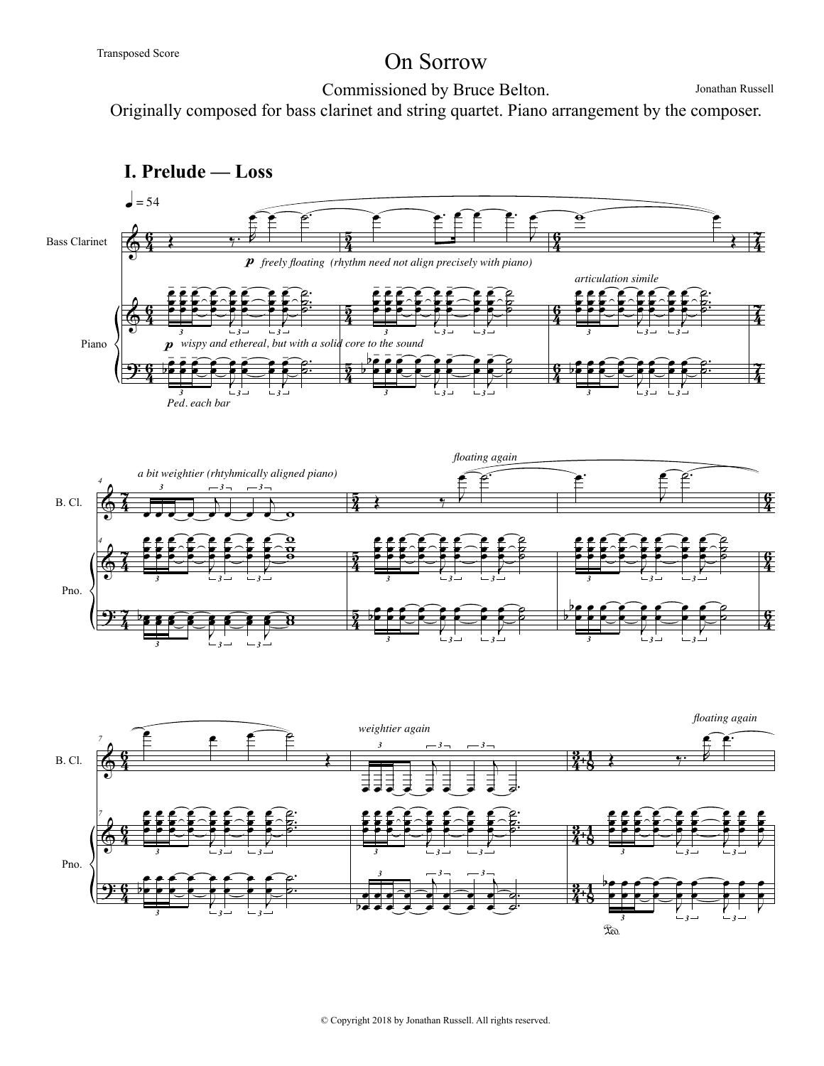Transposed Score

# On Sorrow

Commissioned by Bruce Belton.

Jonathan Russell

Originally composed for bass clarinet and string quartet. Piano arrangement by the composer.

## I. Prelude — Loss

♩ = 54

Bass Clarinet

*p* *freely floating (rhythm need not align precisely with piano)*

Piano

*p* *wispy and ethereal, but with a solid core to the sound*

*Ped. each bar*

*articulation simile*

*a bit weightier (rhtyhmically aligned piano)*

*floating again*

*weightier again*

*floating again*

B. Cl.

Pno.

© Copyright 2018 by Jonathan Russell. All rights reserved.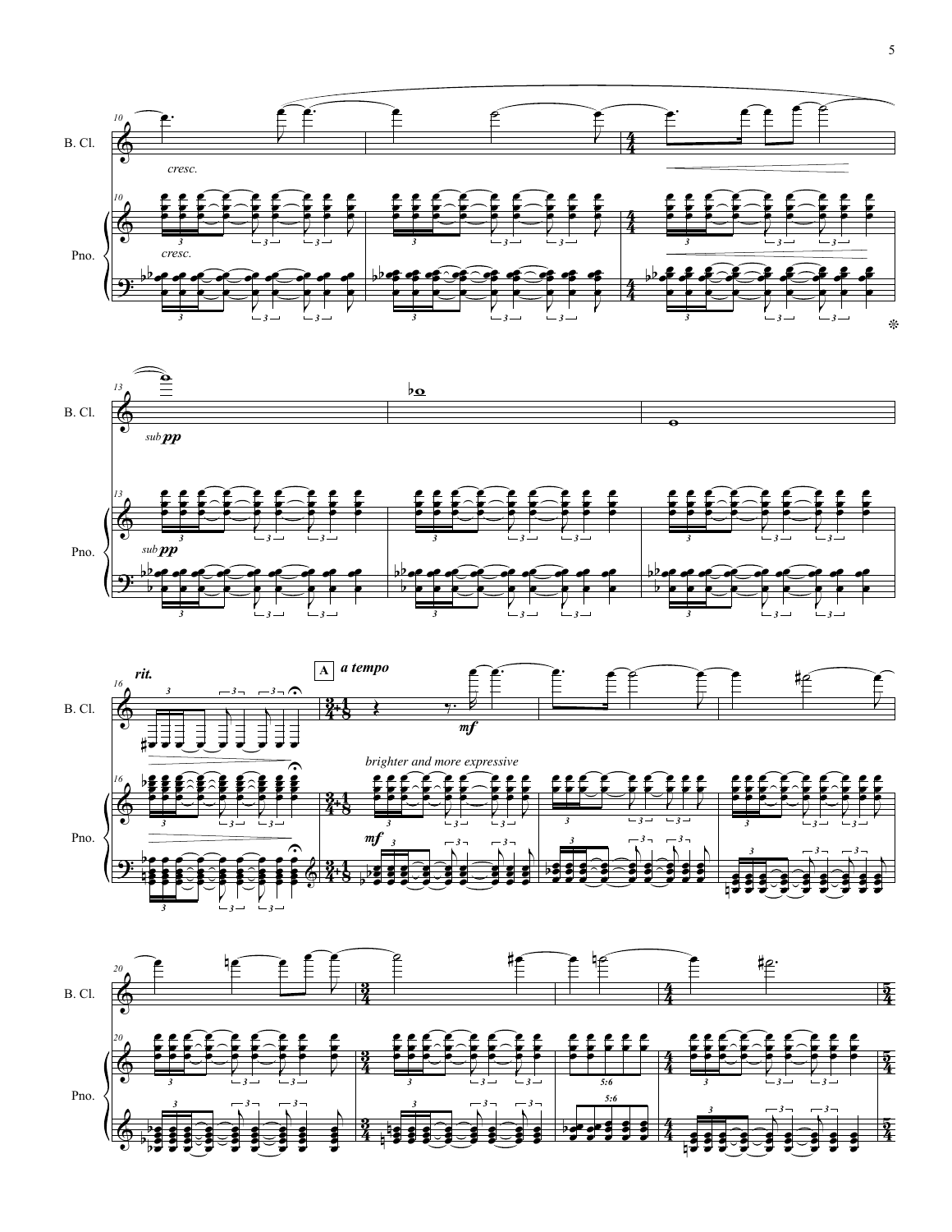B. Cl.

Pno.

*cresc.*

*cresc.*

*sub* ***pp***

*sub* ***pp***

***rit.***

A *a tempo*

***mf***

*brighter and more expressive*

***mf***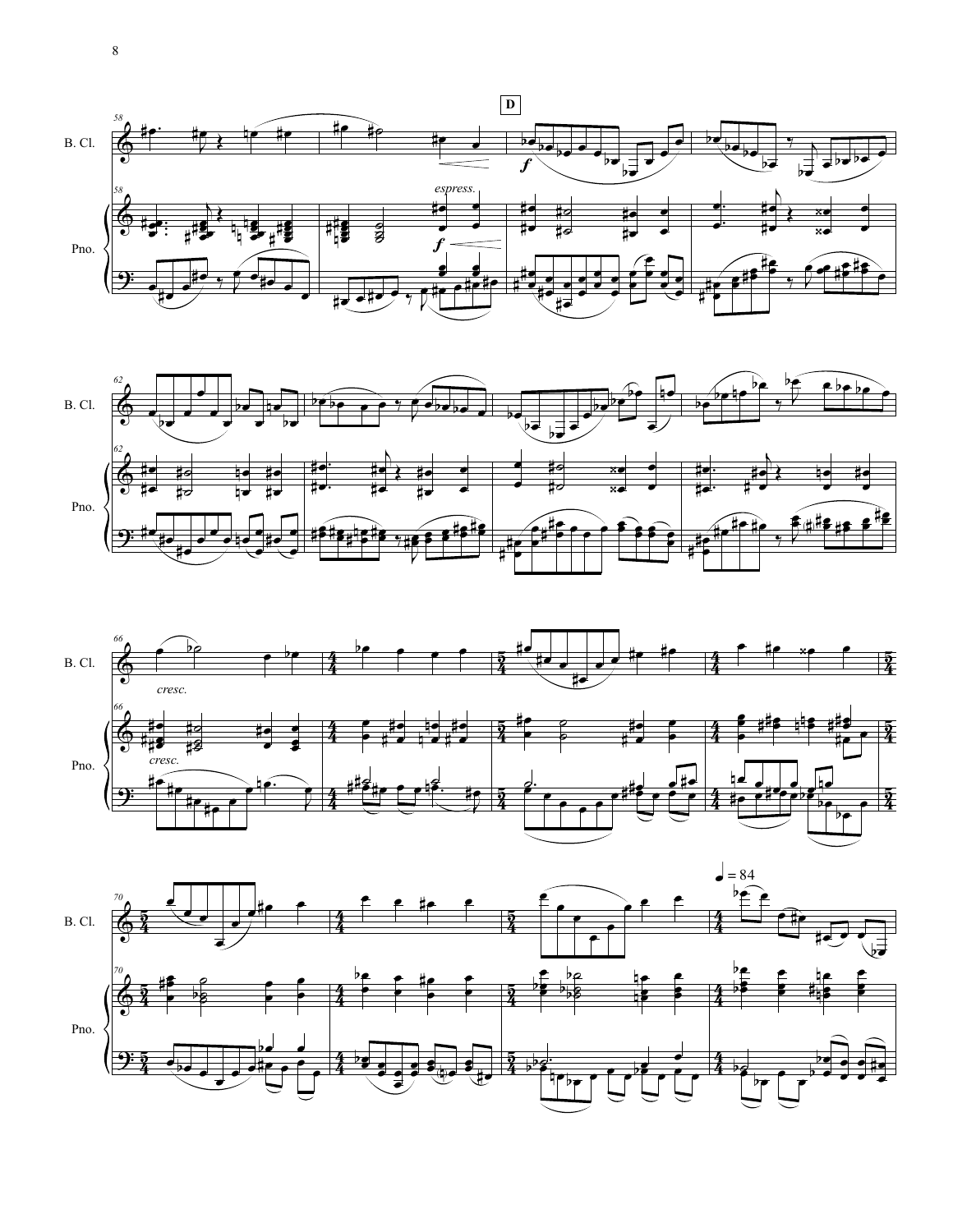B. Cl.

Pno.

D

*espress.*

*f*

*cresc.*

♩ = 84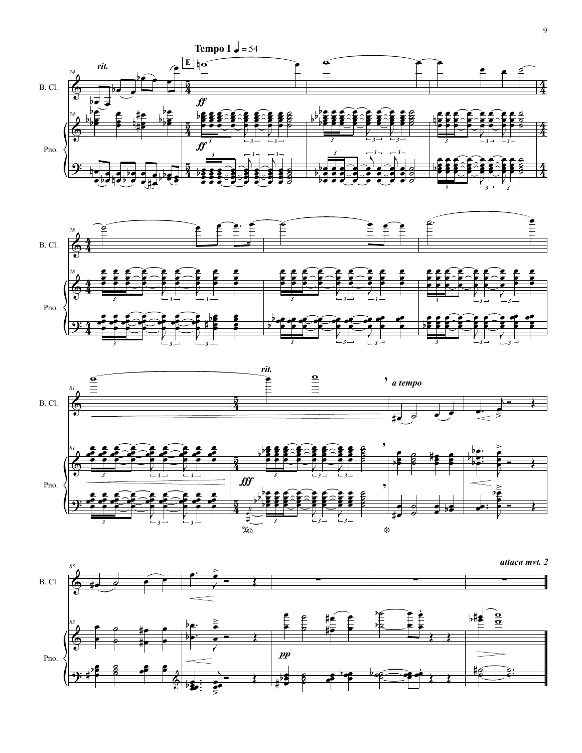Tempo I ♩ = 54

*rit.*

E

B. Cl.

Pno.

*ff*

*fff*

*a tempo*

*pp*

*attaca mvt. 2*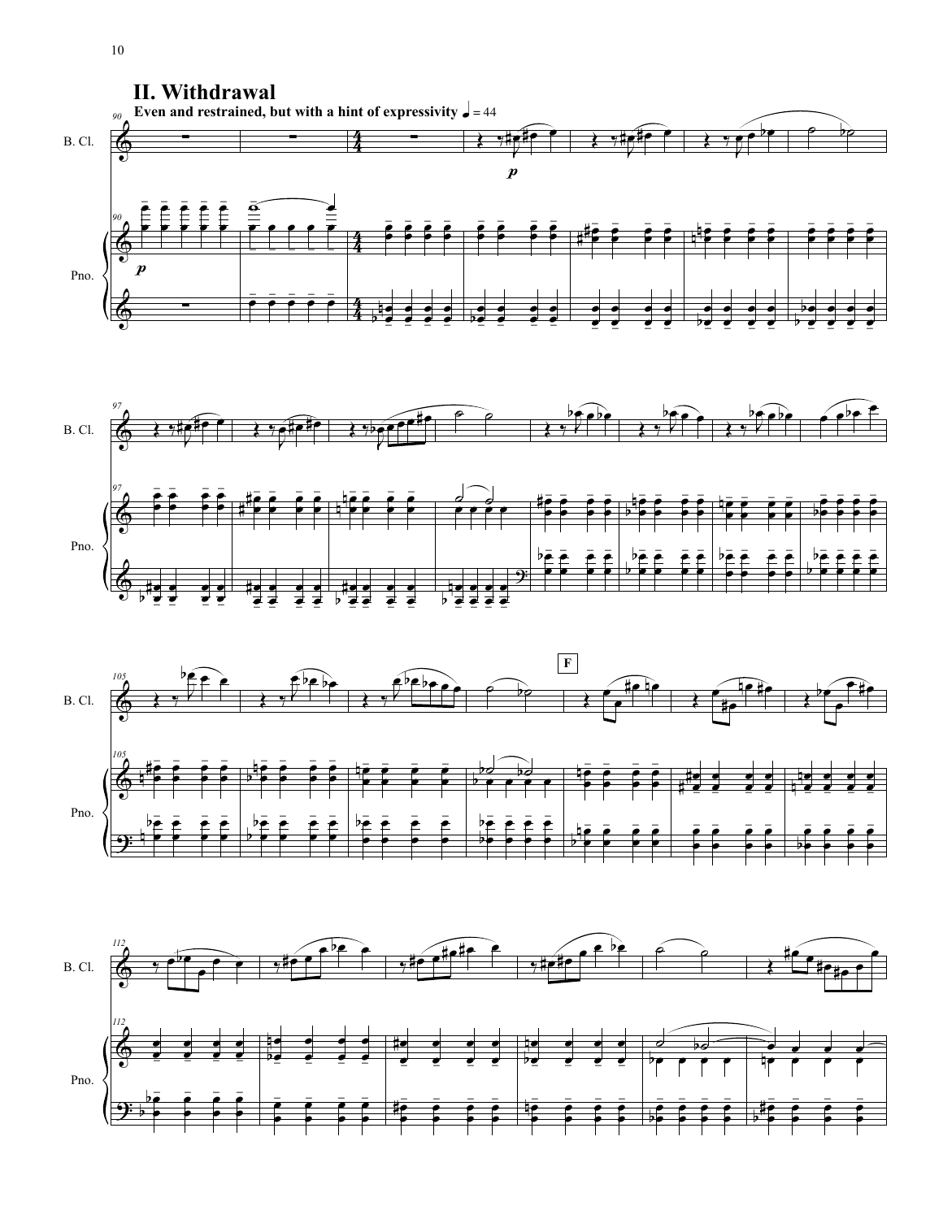## II. Withdrawal

**Even and restrained, but with a hint of expressivity** ♩ = 44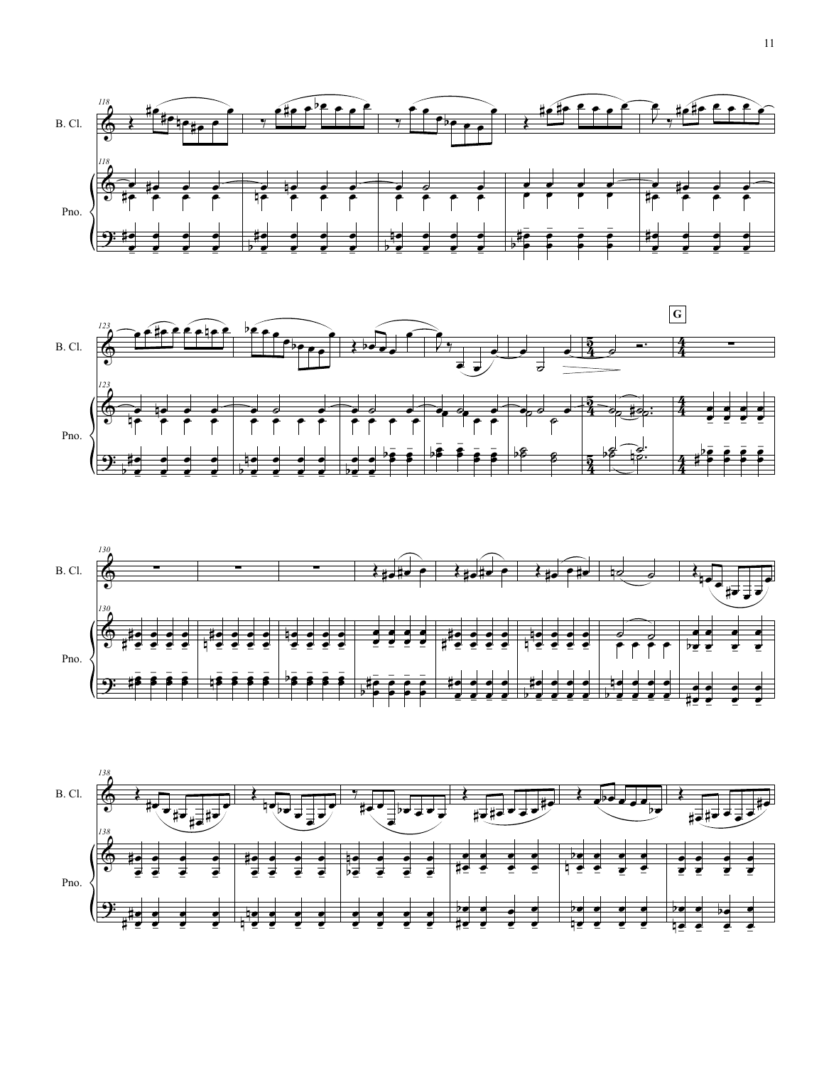B. Cl.

Pno.

G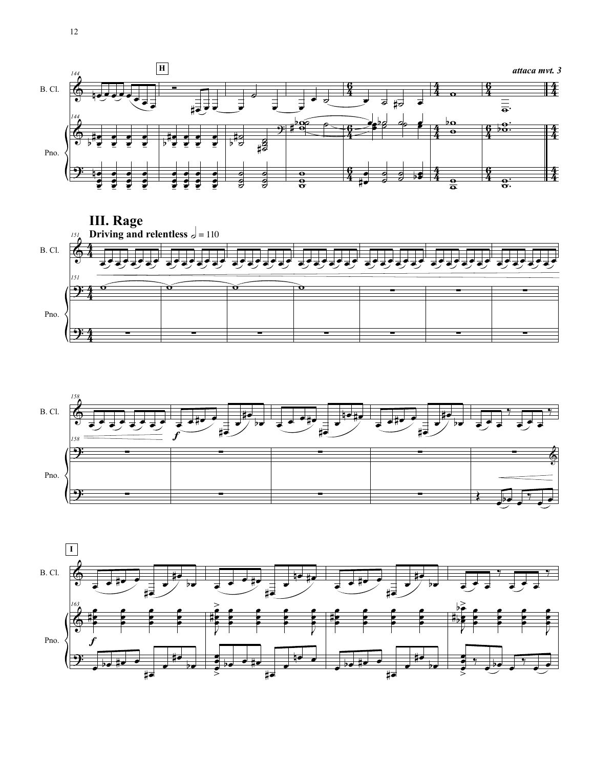**H**

*attaca mvt. 3*

# III. Rage

**Driving and relentless** 𝅗𝅥 = 110

**I**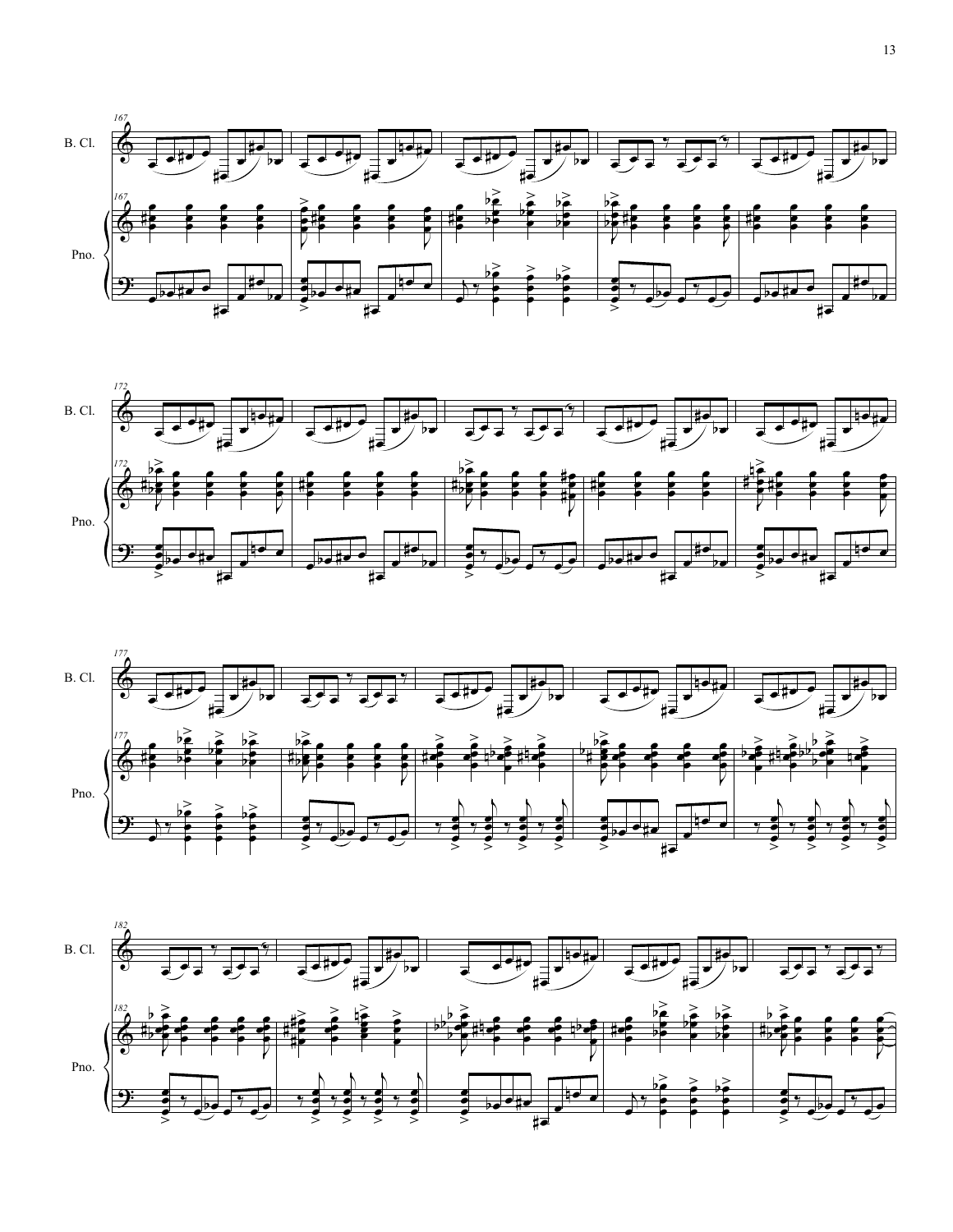167

B. Cl.

Pno.

172

B. Cl.

Pno.

177

B. Cl.

Pno.

182

B. Cl.

Pno.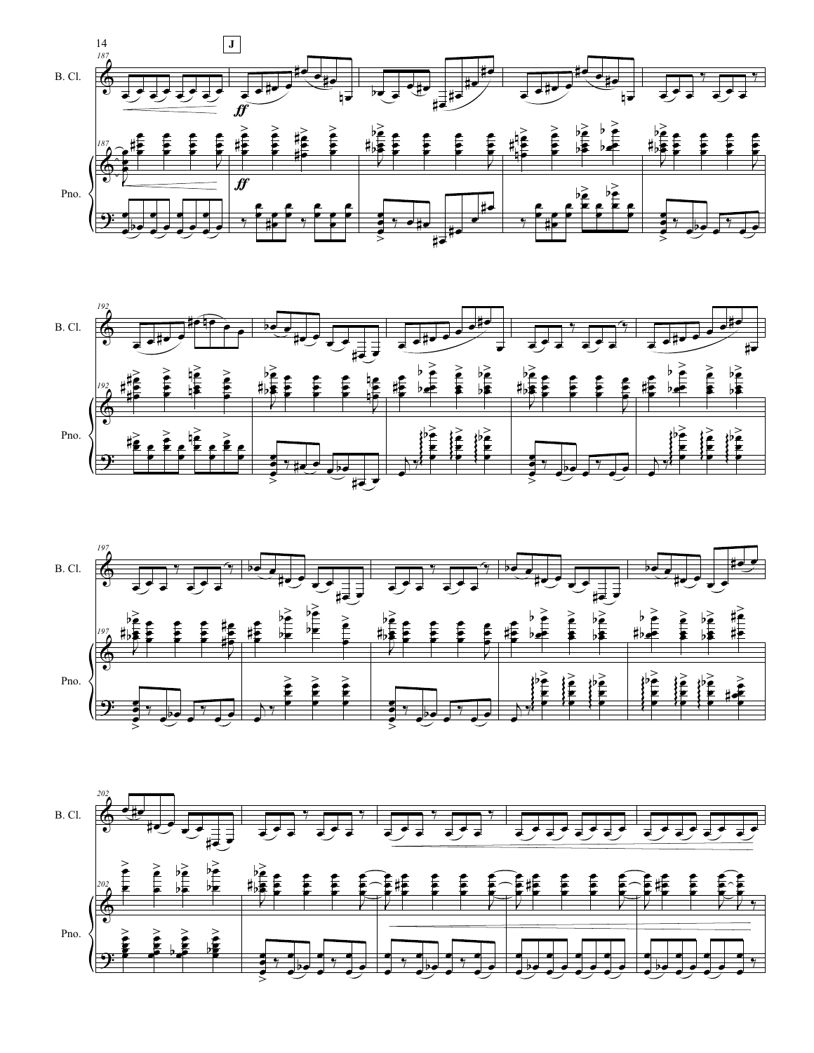J

B. Cl.

Pno.

*ff*

*ff*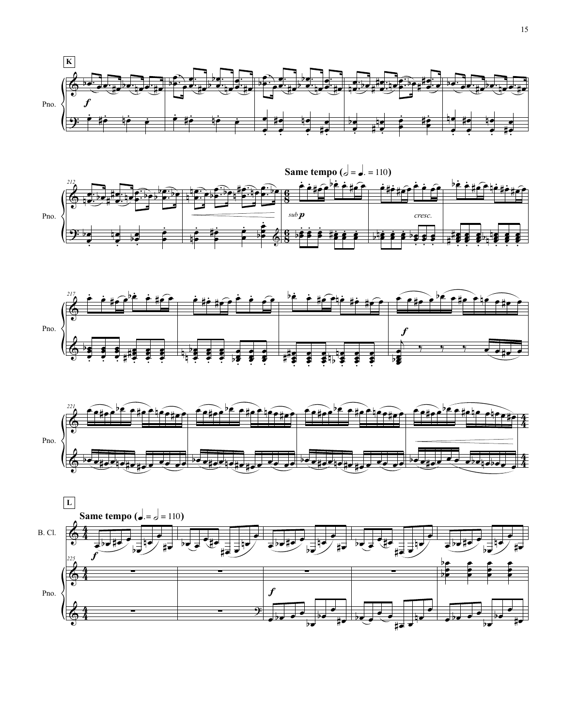K

Pno.

*f*

212

Same tempo (𝅗𝅥 = 𝅘𝅥. = 110)

*sub* ***p***

*cresc.*

217

*f*

221

L

Same tempo (𝅘𝅥. = 𝅗𝅥 = 110)

B. Cl.

*f*

225

*f*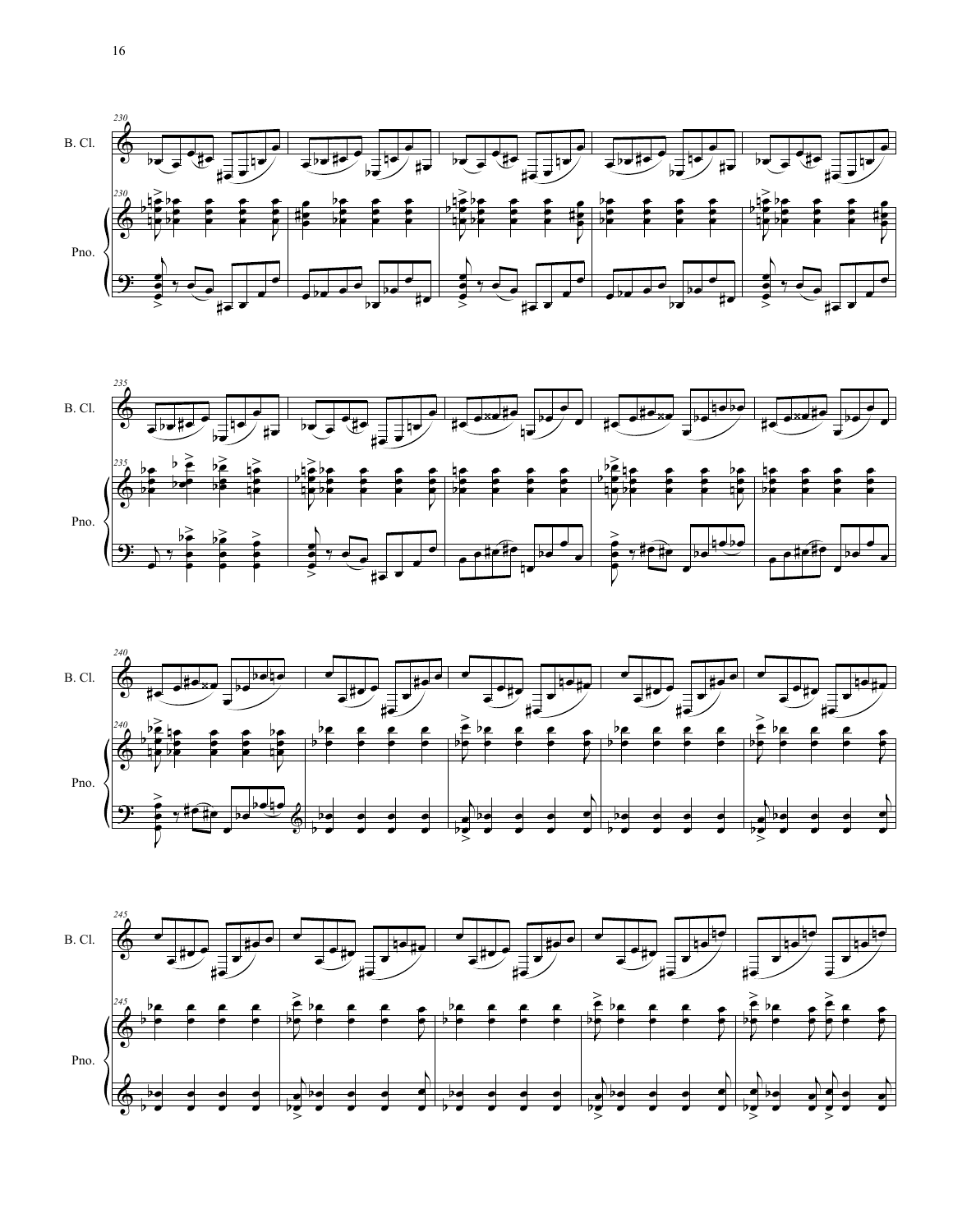B. Cl.

Pno.

B. Cl.

Pno.

B. Cl.

Pno.

B. Cl.

Pno.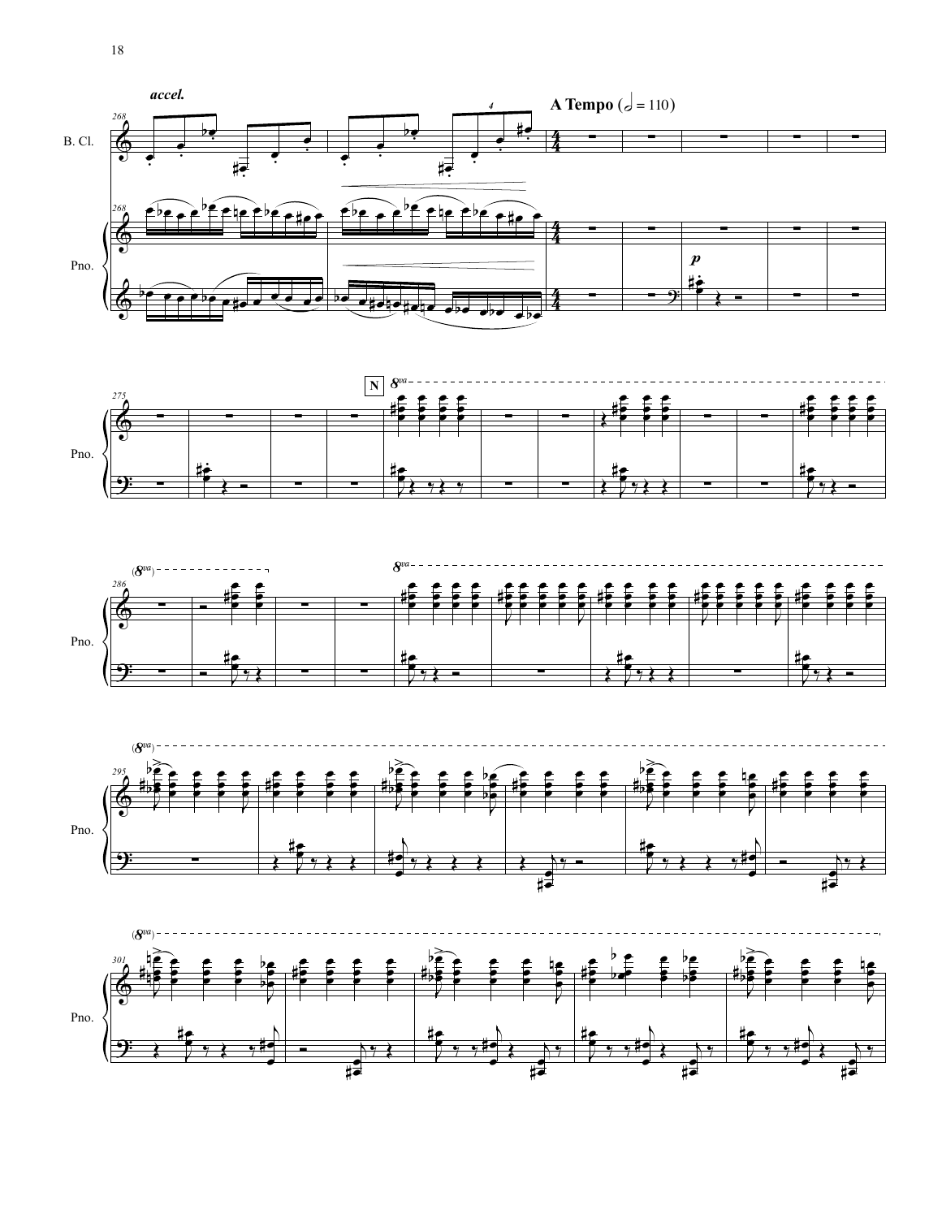*accel.*

**A Tempo** (𝅗𝅥 = 110)

B. Cl.

Pno.

**N**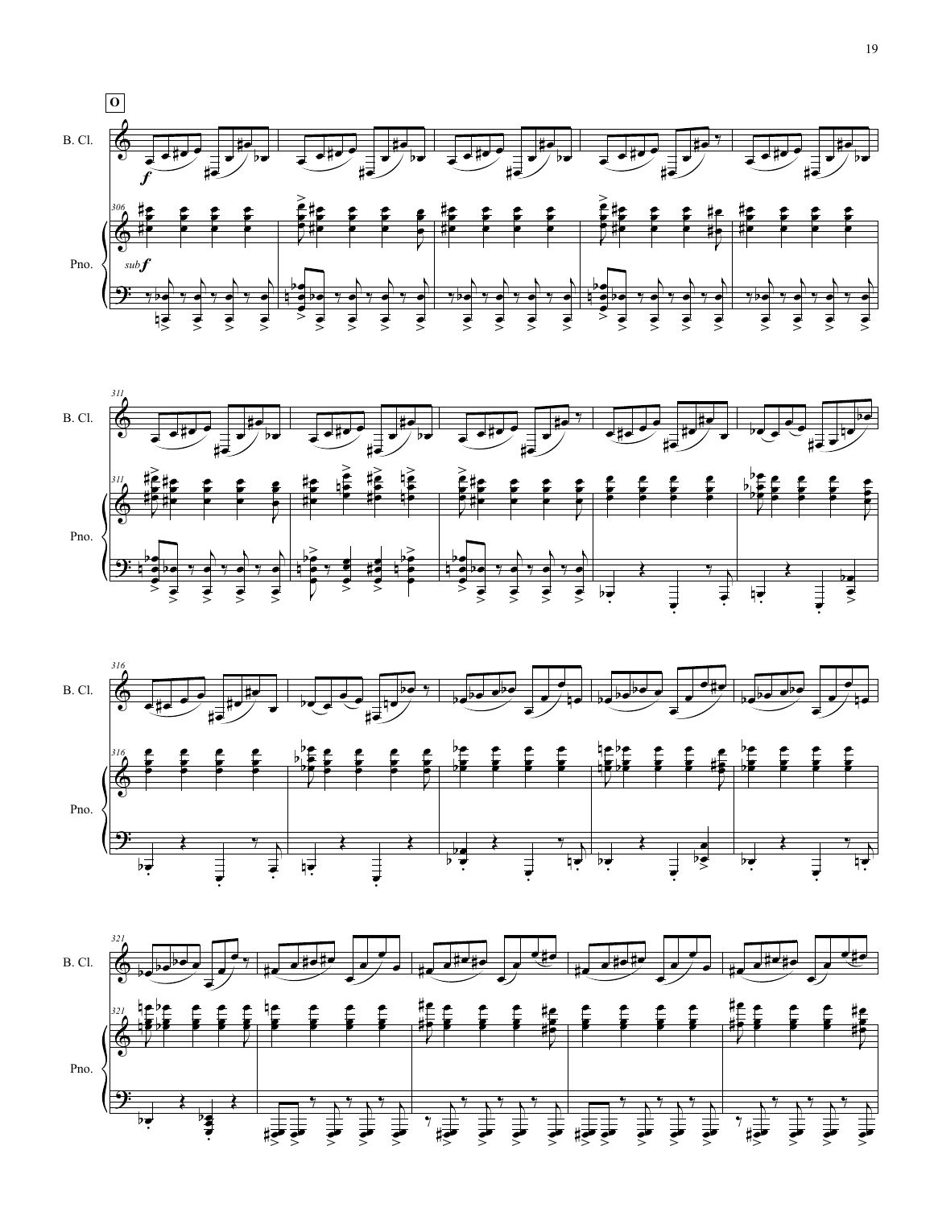O

B. Cl.

Pno.

*f*

*subf*

B. Cl.

Pno.

B. Cl.

Pno.

B. Cl.

Pno.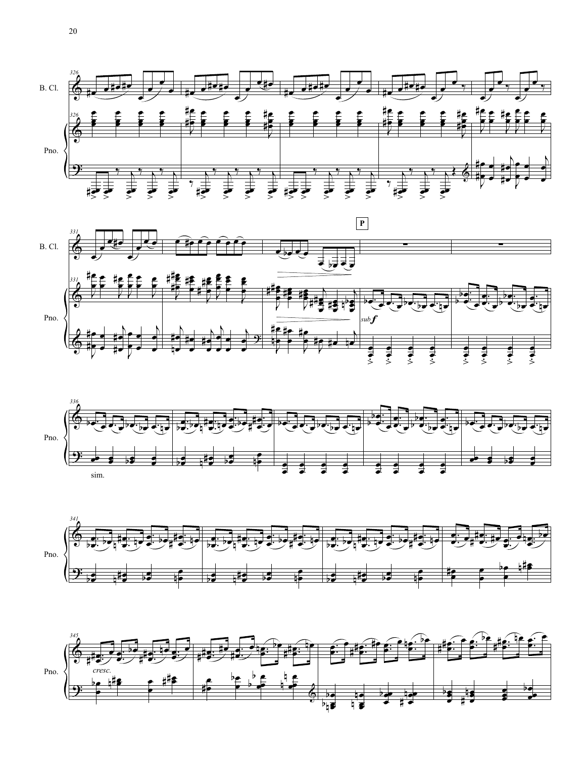326

B. Cl.

Pno.

331

P

*sub* ***f***

sim.

336

341

345

*cresc.*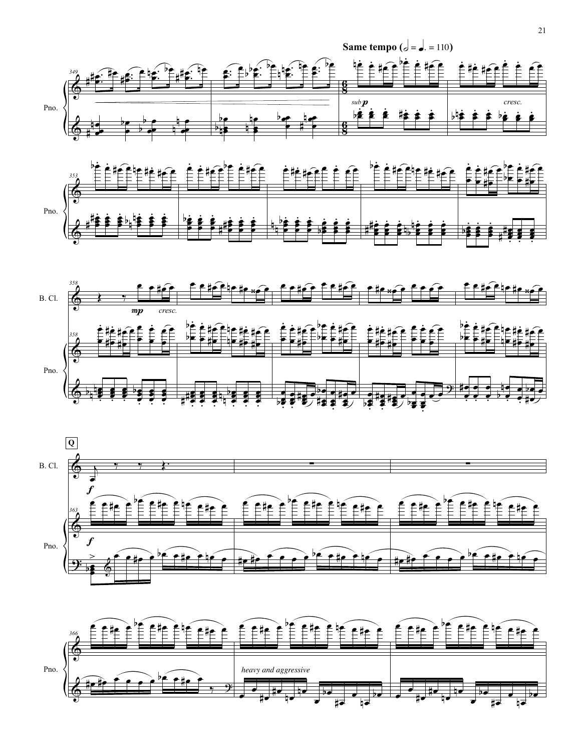**Same tempo (𝅗𝅥 = 𝅘𝅥. = 110)**

Pno.

*sub* **p**

*cresc.*

B. Cl.

**mp** *cresc.*

**Q**

**f**

*heavy and aggressive*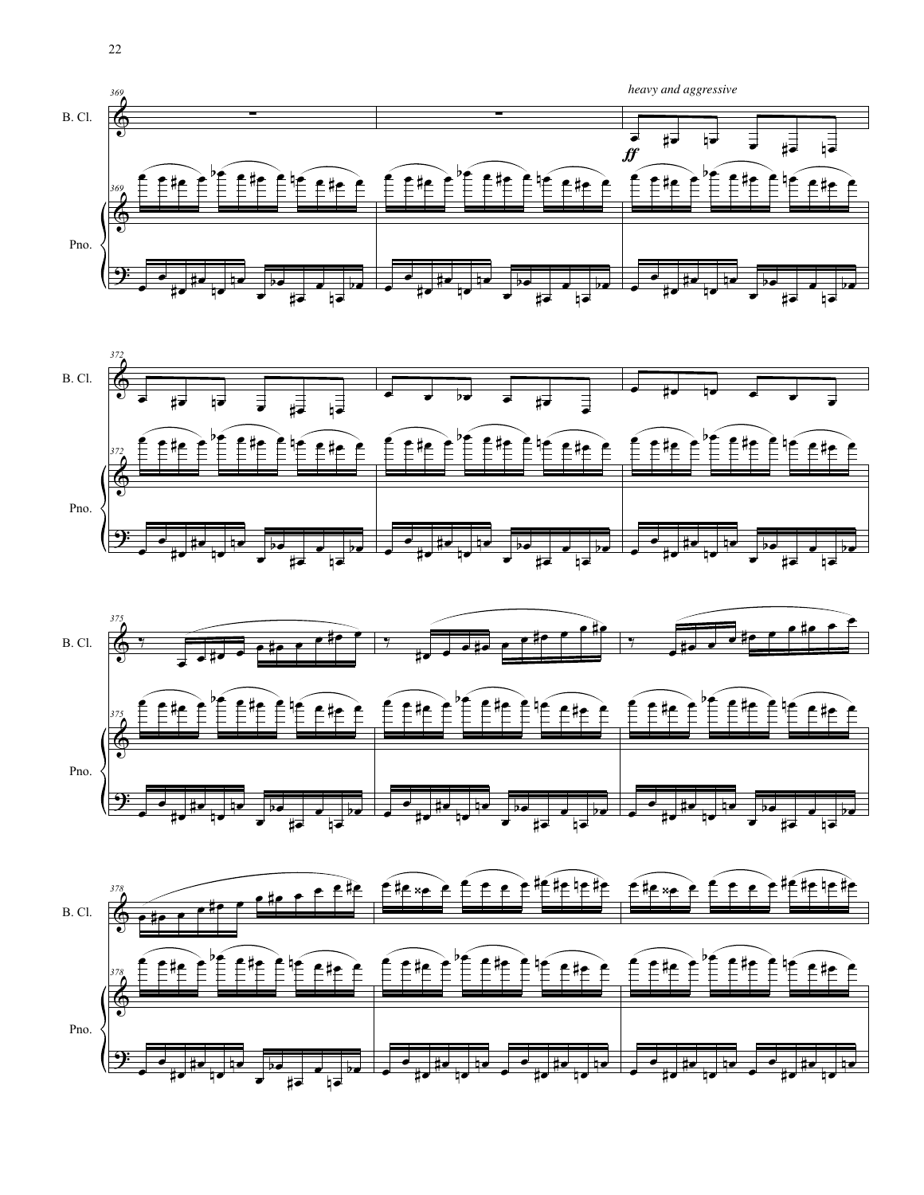B. Cl.

Pno.

*heavy and aggressive*

*ff*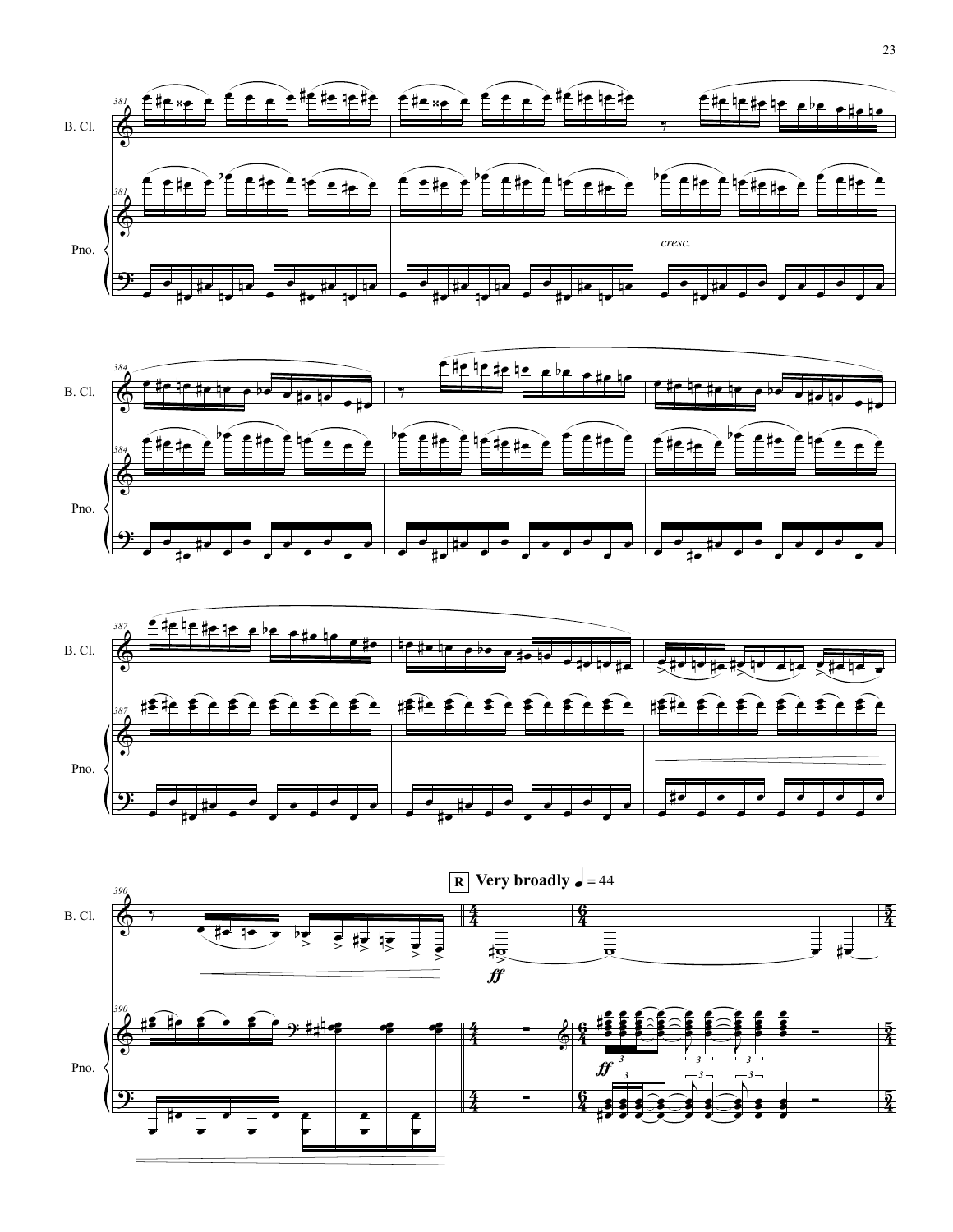**R** **Very broadly** ♩ = 44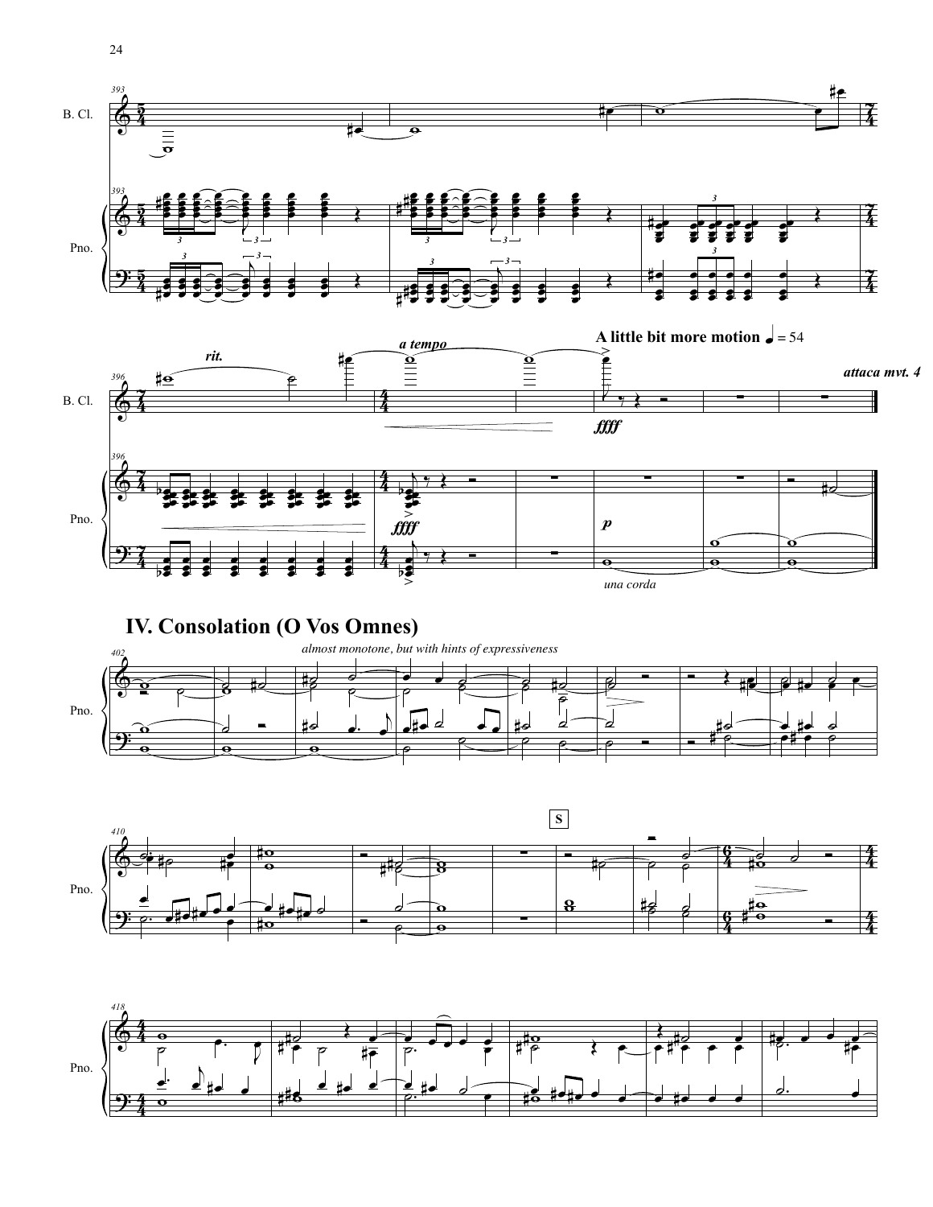rit.

a tempo

**A little bit more motion** ♩ = 54

*attaca mvt. 4*

## IV. Consolation (O Vos Omnes)

*almost monotone, but with hints of expressiveness*

S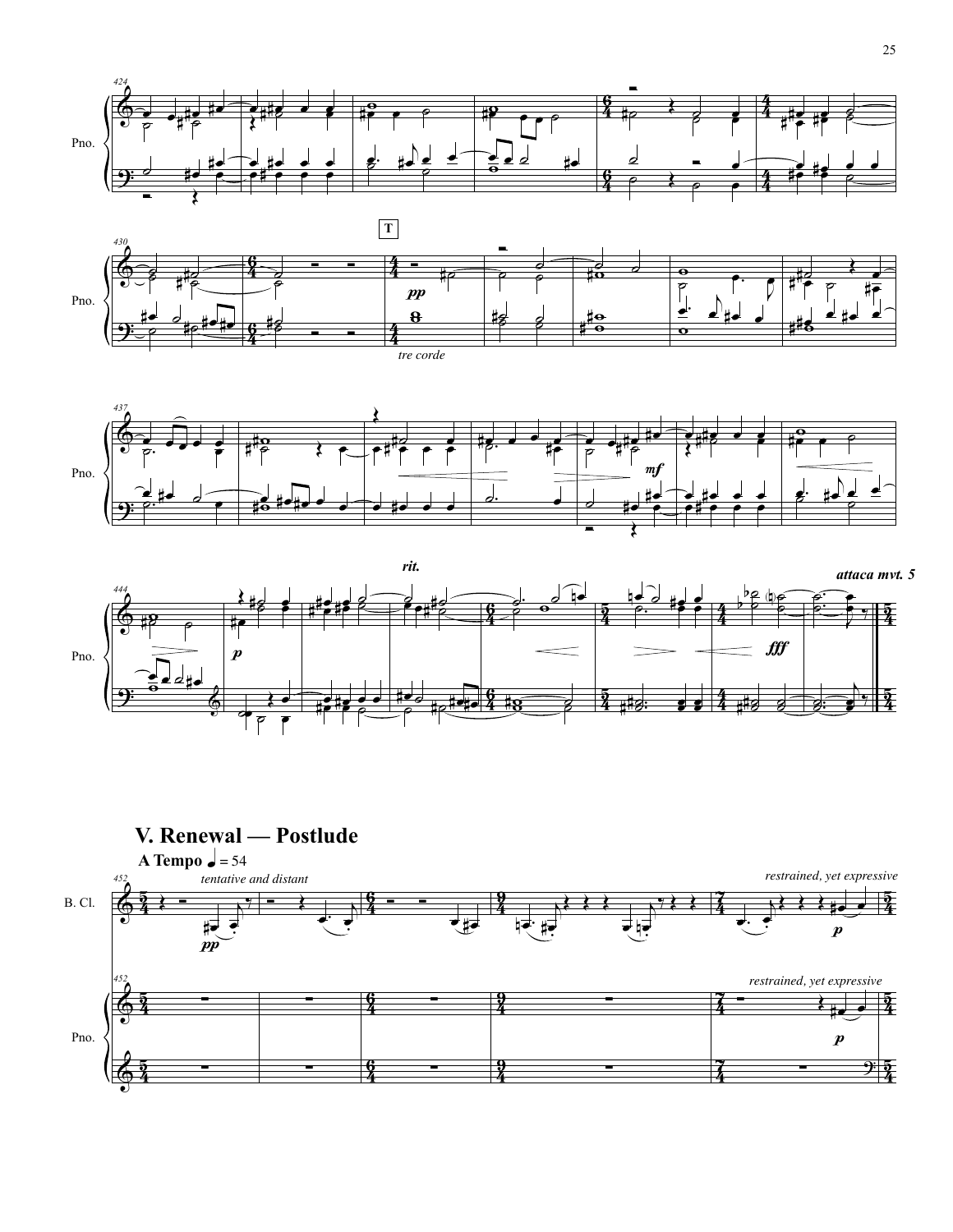# V. Renewal — Postlude

**A Tempo** ♩ = 54

*tentative and distant*

*restrained, yet expressive*

*restrained, yet expressive*

*tre corde*

*rit.*

*attaca mvt. 5*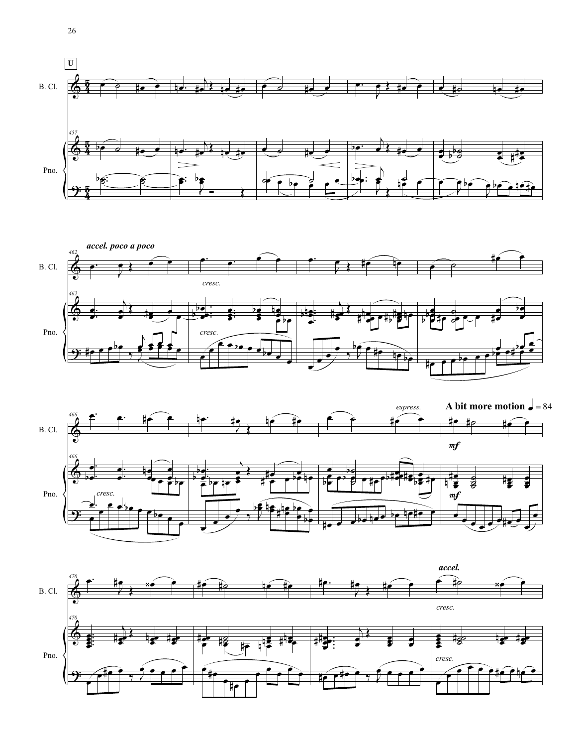U

B. Cl.

Pno.

*accel. poco a poco*

*cresc.*

*espress.*

**A bit more motion** ♩ = 84

*mf*

*accel.*

*cresc.*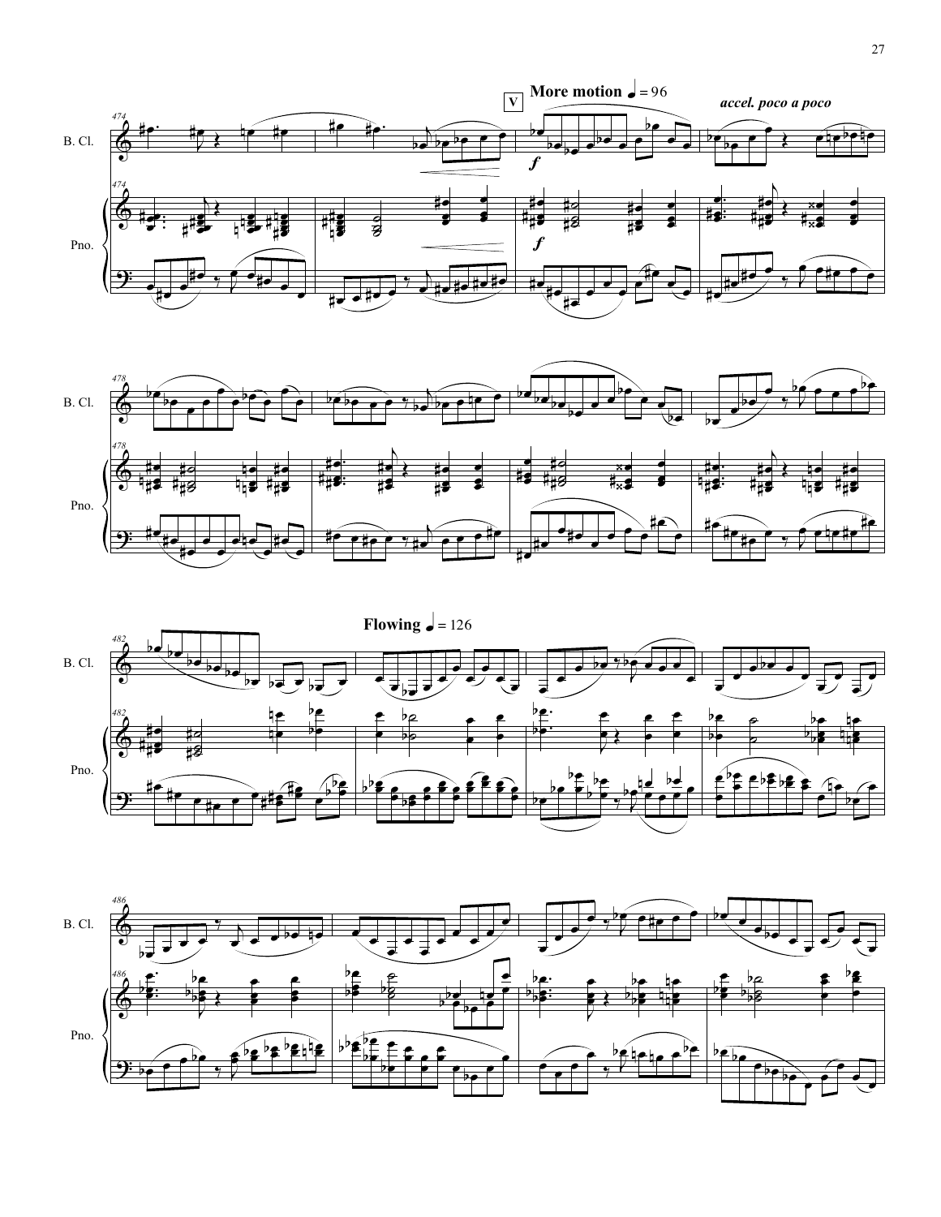V

**More motion** ♩ = 96

*accel. poco a poco*

B. Cl.

Pno.

**Flowing** ♩ = 126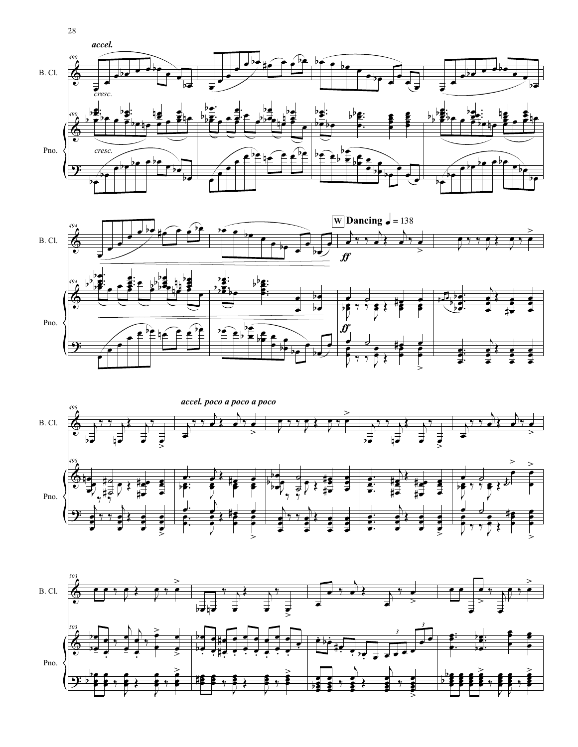*accel.*

*cresc.*

*cresc.*

**W** **Dancing** ♩ = 138

*ff*

*ff*

*accel. poco a poco a poco*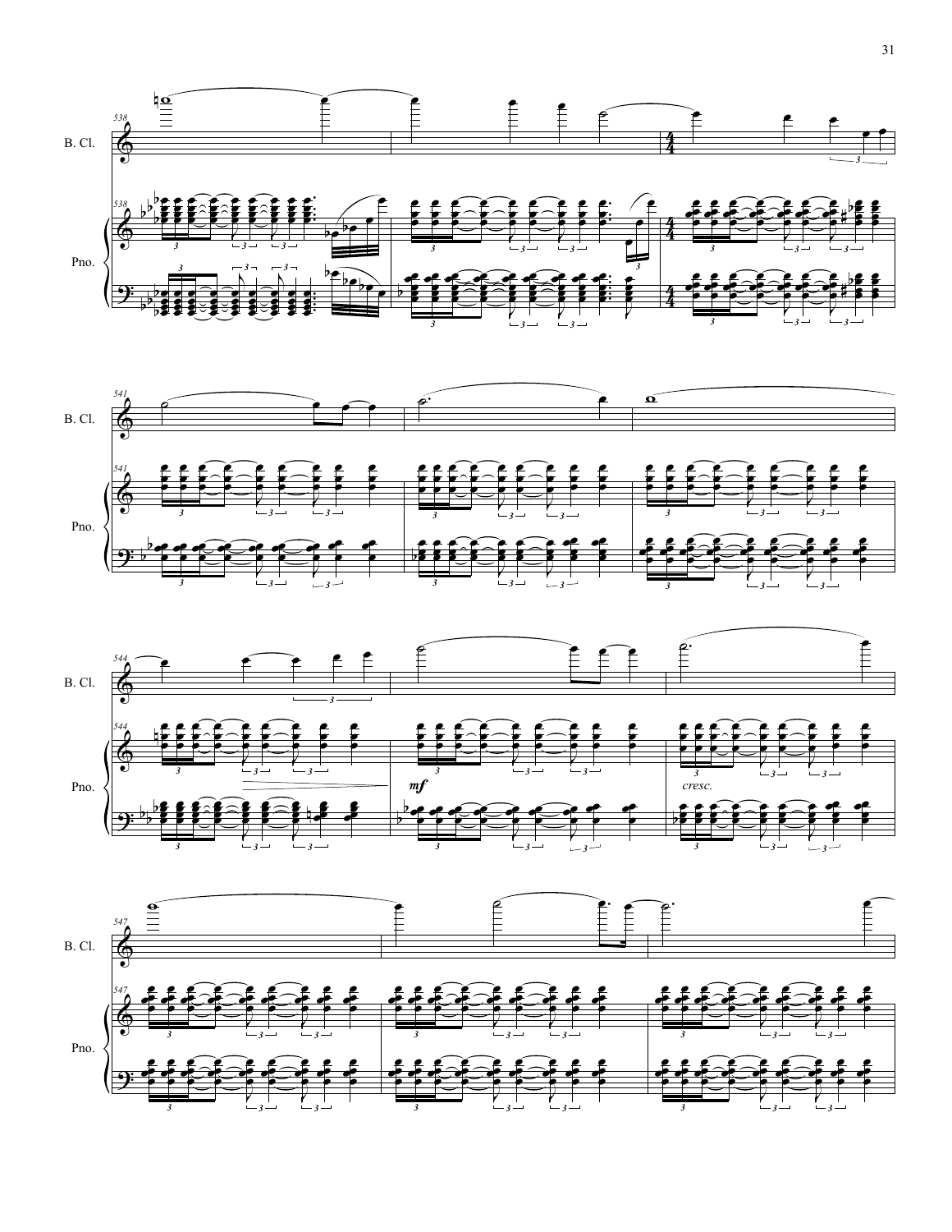B. Cl.

Pno.

*mf*

*cresc.*